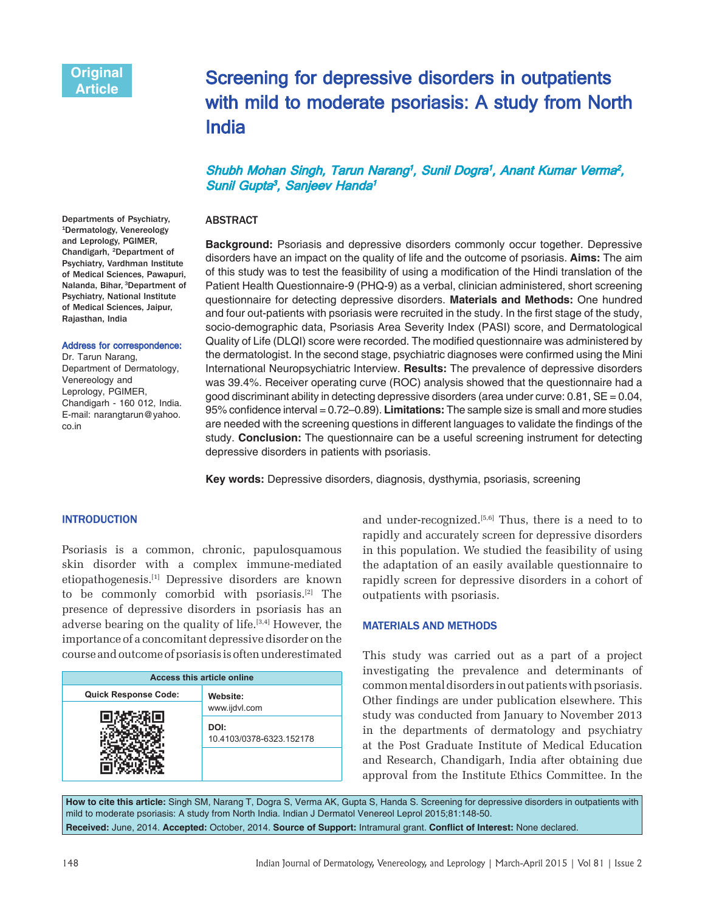Original Article

# Screening for depressive disorders in outpatients with mild to moderate psoriasis: A study from North India

*Shubh Mohan Singh, Tarun Narang[1], Sunil Dogra[1], Anant Kumar Verma[2], Sunil Gupta[3], Sanjeev Handa[1]*

Departments of Psychiatry, [1]Dermatology, Venereology and Leprology, PGIMER, Chandigarh, [2]Department of Psychiatry, Vardhman Institute of Medical Sciences, Pawapuri, Nalanda, Bihar, [3]Department of Psychiatry, National Institute of Medical Sciences, Jaipur, Rajasthan, India

**Address for correspondence:**
Dr. Tarun Narang,
Department of Dermatology, Venereology and Leprology, PGIMER, Chandigarh - 160 012, India.
E-mail: narangtarun@yahoo.co.in

## ABSTRACT

**Background:** Psoriasis and depressive disorders commonly occur together. Depressive disorders have an impact on the quality of life and the outcome of psoriasis. **Aims:** The aim of this study was to test the feasibility of using a modification of the Hindi translation of the Patient Health Questionnaire-9 (PHQ-9) as a verbal, clinician administered, short screening questionnaire for detecting depressive disorders. **Materials and Methods:** One hundred and four out-patients with psoriasis were recruited in the study. In the first stage of the study, socio-demographic data, Psoriasis Area Severity Index (PASI) score, and Dermatological Quality of Life (DLQI) score were recorded. The modified questionnaire was administered by the dermatologist. In the second stage, psychiatric diagnoses were confirmed using the Mini International Neuropsychiatric Interview. **Results:** The prevalence of depressive disorders was 39.4%. Receiver operating curve (ROC) analysis showed that the questionnaire had a good discriminant ability in detecting depressive disorders (area under curve: 0.81, SE = 0.04, 95% confidence interval = 0.72–0.89). **Limitations:** The sample size is small and more studies are needed with the screening questions in different languages to validate the findings of the study. **Conclusion:** The questionnaire can be a useful screening instrument for detecting depressive disorders in patients with psoriasis.

**Key words:** Depressive disorders, diagnosis, dysthymia, psoriasis, screening

## INTRODUCTION

Psoriasis is a common, chronic, papulosquamous skin disorder with a complex immune-mediated etiopathogenesis.[1] Depressive disorders are known to be commonly comorbid with psoriasis.[2] The presence of depressive disorders in psoriasis has an adverse bearing on the quality of life.[3,4] However, the importance of a concomitant depressive disorder on the course and outcome of psoriasis is often underestimated and under-recognized.[5,6] Thus, there is a need to to rapidly and accurately screen for depressive disorders in this population. We studied the feasibility of using the adaptation of an easily available questionnaire to rapidly screen for depressive disorders in a cohort of outpatients with psoriasis.

| Access this article online | |
|---|---|
| Quick Response Code: | Website: www.ijdvl.com |
| | DOI: 10.4103/0378-6323.152178 |

## MATERIALS AND METHODS

This study was carried out as a part of a project investigating the prevalence and determinants of common mental disorders in out patients with psoriasis. Other findings are under publication elsewhere. This study was conducted from January to November 2013 in the departments of dermatology and psychiatry at the Post Graduate Institute of Medical Education and Research, Chandigarh, India after obtaining due approval from the Institute Ethics Committee. In the

**How to cite this article:** Singh SM, Narang T, Dogra S, Verma AK, Gupta S, Handa S. Screening for depressive disorders in outpatients with mild to moderate psoriasis: A study from North India. Indian J Dermatol Venereol Leprol 2015;81:148-50.
**Received:** June, 2014. **Accepted:** October, 2014. **Source of Support:** Intramural grant. **Conflict of Interest:** None declared.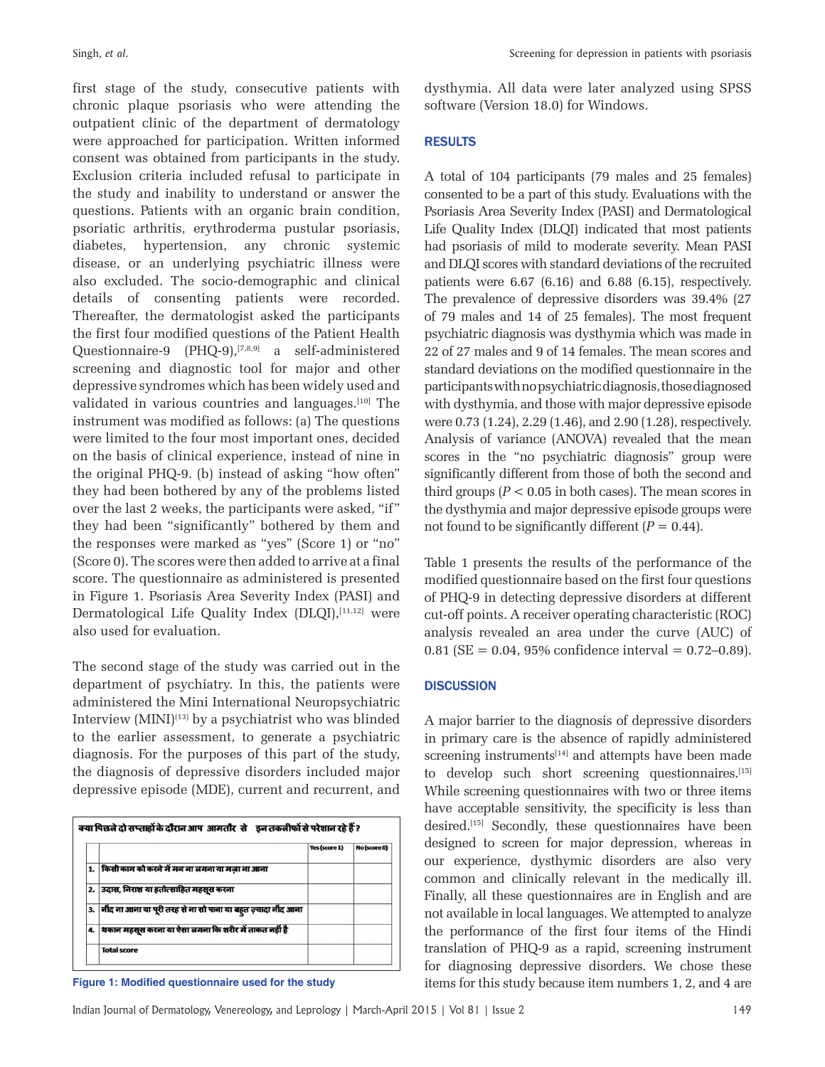first stage of the study, consecutive patients with chronic plaque psoriasis who were attending the outpatient clinic of the department of dermatology were approached for participation. Written informed consent was obtained from participants in the study. Exclusion criteria included refusal to participate in the study and inability to understand or answer the questions. Patients with an organic brain condition, psoriatic arthritis, erythroderma pustular psoriasis, diabetes, hypertension, any chronic systemic disease, or an underlying psychiatric illness were also excluded. The socio-demographic and clinical details of consenting patients were recorded. Thereafter, the dermatologist asked the participants the first four modified questions of the Patient Health Questionnaire-9 (PHQ-9),[7,8,9] a self-administered screening and diagnostic tool for major and other depressive syndromes which has been widely used and validated in various countries and languages.[10] The instrument was modified as follows: (a) The questions were limited to the four most important ones, decided on the basis of clinical experience, instead of nine in the original PHQ-9. (b) instead of asking "how often" they had been bothered by any of the problems listed over the last 2 weeks, the participants were asked, "if" they had been "significantly" bothered by them and the responses were marked as "yes" (Score 1) or "no" (Score 0). The scores were then added to arrive at a final score. The questionnaire as administered is presented in Figure 1. Psoriasis Area Severity Index (PASI) and Dermatological Life Quality Index (DLQI),[11,12] were also used for evaluation.

The second stage of the study was carried out in the department of psychiatry. In this, the patients were administered the Mini International Neuropsychiatric Interview (MINI)[13] by a psychiatrist who was blinded to the earlier assessment, to generate a psychiatric diagnosis. For the purposes of this part of the study, the diagnosis of depressive disorders included major depressive episode (MDE), current and recurrent, and

क्या पिछले दो सप्ताहों के दौरान आप आमतौर से इन तकलीफों से परेशान रहे हैं ?

| | | Yes (score 1) | No (score 0) |
|---|---|---|---|
| 1. | किसी काम को करने में मन ना लगना या मज़ा ना आना | | |
| 2. | उदास, निराश या हतोत्साहित महसूस करना | | |
| 3. | नींद ना आना या पूरी तरह से ना सो पाना या बहुत ज़्यादा नींद आना | | |
| 4. | थकान महसूस करना या ऐसा लगना कि शरीर में ताकत नहीं है | | |
| | Total score | | |

Figure 1: Modified questionnaire used for the study

dysthymia. All data were later analyzed using SPSS software (Version 18.0) for Windows.

## RESULTS

A total of 104 participants (79 males and 25 females) consented to be a part of this study. Evaluations with the Psoriasis Area Severity Index (PASI) and Dermatological Life Quality Index (DLQI) indicated that most patients had psoriasis of mild to moderate severity. Mean PASI and DLQI scores with standard deviations of the recruited patients were 6.67 (6.16) and 6.88 (6.15), respectively. The prevalence of depressive disorders was 39.4% (27 of 79 males and 14 of 25 females). The most frequent psychiatric diagnosis was dysthymia which was made in 22 of 27 males and 9 of 14 females. The mean scores and standard deviations on the modified questionnaire in the participants with no psychiatric diagnosis, those diagnosed with dysthymia, and those with major depressive episode were 0.73 (1.24), 2.29 (1.46), and 2.90 (1.28), respectively. Analysis of variance (ANOVA) revealed that the mean scores in the "no psychiatric diagnosis" group were significantly different from those of both the second and third groups ($P < 0.05$ in both cases). The mean scores in the dysthymia and major depressive episode groups were not found to be significantly different ($P = 0.44$).

Table 1 presents the results of the performance of the modified questionnaire based on the first four questions of PHQ-9 in detecting depressive disorders at different cut-off points. A receiver operating characteristic (ROC) analysis revealed an area under the curve (AUC) of 0.81 (SE = 0.04, 95% confidence interval = 0.72–0.89).

## DISCUSSION

A major barrier to the diagnosis of depressive disorders in primary care is the absence of rapidly administered screening instruments[14] and attempts have been made to develop such short screening questionnaires.[15] While screening questionnaires with two or three items have acceptable sensitivity, the specificity is less than desired.[15] Secondly, these questionnaires have been designed to screen for major depression, whereas in our experience, dysthymic disorders are also very common and clinically relevant in the medically ill. Finally, all these questionnaires are in English and are not available in local languages. We attempted to analyze the performance of the first four items of the Hindi translation of PHQ-9 as a rapid, screening instrument for diagnosing depressive disorders. We chose these items for this study because item numbers 1, 2, and 4 are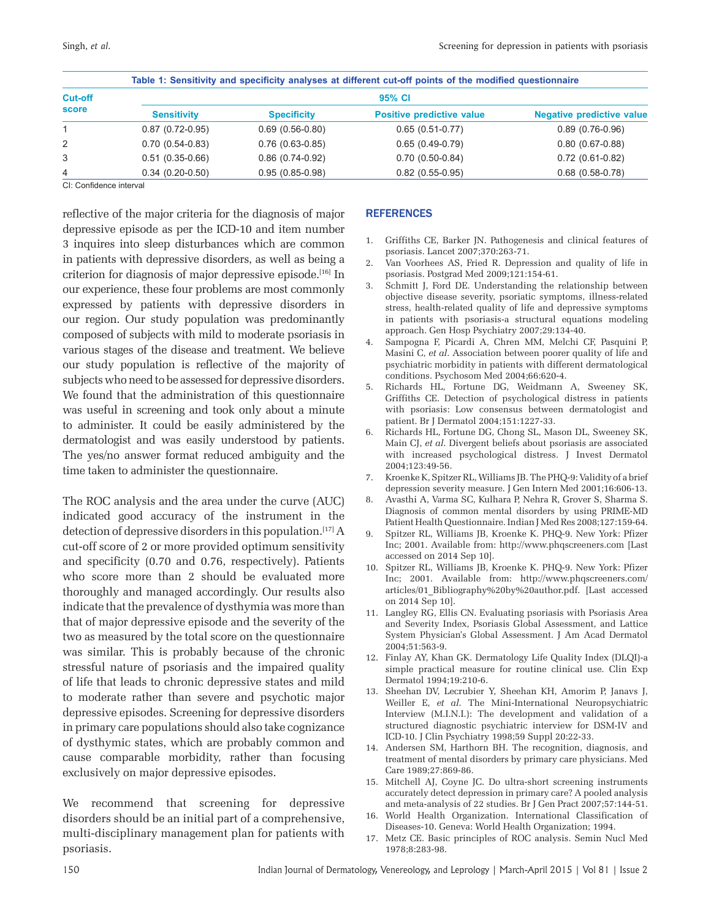**Table 1: Sensitivity and specificity analyses at different cut-off points of the modified questionnaire**

| Cut-off score | 95% CI | | | |
|---|---|---|---|---|
| | Sensitivity | Specificity | Positive predictive value | Negative predictive value |
| 1 | 0.87 (0.72-0.95) | 0.69 (0.56-0.80) | 0.65 (0.51-0.77) | 0.89 (0.76-0.96) |
| 2 | 0.70 (0.54-0.83) | 0.76 (0.63-0.85) | 0.65 (0.49-0.79) | 0.80 (0.67-0.88) |
| 3 | 0.51 (0.35-0.66) | 0.86 (0.74-0.92) | 0.70 (0.50-0.84) | 0.72 (0.61-0.82) |
| 4 | 0.34 (0.20-0.50) | 0.95 (0.85-0.98) | 0.82 (0.55-0.95) | 0.68 (0.58-0.78) |

CI: Confidence interval

reflective of the major criteria for the diagnosis of major depressive episode as per the ICD-10 and item number 3 inquires into sleep disturbances which are common in patients with depressive disorders, as well as being a criterion for diagnosis of major depressive episode.[16] In our experience, these four problems are most commonly expressed by patients with depressive disorders in our region. Our study population was predominantly composed of subjects with mild to moderate psoriasis in various stages of the disease and treatment. We believe our study population is reflective of the majority of subjects who need to be assessed for depressive disorders. We found that the administration of this questionnaire was useful in screening and took only about a minute to administer. It could be easily administered by the dermatologist and was easily understood by patients. The yes/no answer format reduced ambiguity and the time taken to administer the questionnaire.

The ROC analysis and the area under the curve (AUC) indicated good accuracy of the instrument in the detection of depressive disorders in this population.[17] A cut-off score of 2 or more provided optimum sensitivity and specificity (0.70 and 0.76, respectively). Patients who score more than 2 should be evaluated more thoroughly and managed accordingly. Our results also indicate that the prevalence of dysthymia was more than that of major depressive episode and the severity of the two as measured by the total score on the questionnaire was similar. This is probably because of the chronic stressful nature of psoriasis and the impaired quality of life that leads to chronic depressive states and mild to moderate rather than severe and psychotic major depressive episodes. Screening for depressive disorders in primary care populations should also take cognizance of dysthymic states, which are probably common and cause comparable morbidity, rather than focusing exclusively on major depressive episodes.

We recommend that screening for depressive disorders should be an initial part of a comprehensive, multi-disciplinary management plan for patients with psoriasis.

## REFERENCES

1. Griffiths CE, Barker JN. Pathogenesis and clinical features of psoriasis. Lancet 2007;370:263-71.
2. Van Voorhees AS, Fried R. Depression and quality of life in psoriasis. Postgrad Med 2009;121:154-61.
3. Schmitt J, Ford DE. Understanding the relationship between objective disease severity, psoriatic symptoms, illness-related stress, health-related quality of life and depressive symptoms in patients with psoriasis-a structural equations modeling approach. Gen Hosp Psychiatry 2007;29:134-40.
4. Sampogna F, Picardi A, Chren MM, Melchi CF, Pasquini P, Masini C, *et al*. Association between poorer quality of life and psychiatric morbidity in patients with different dermatological conditions. Psychosom Med 2004;66:620-4.
5. Richards HL, Fortune DG, Weidmann A, Sweeney SK, Griffiths CE. Detection of psychological distress in patients with psoriasis: Low consensus between dermatologist and patient. Br J Dermatol 2004;151:1227-33.
6. Richards HL, Fortune DG, Chong SL, Mason DL, Sweeney SK, Main CJ, *et al*. Divergent beliefs about psoriasis are associated with increased psychological distress. J Invest Dermatol 2004;123:49-56.
7. Kroenke K, Spitzer RL, Williams JB. The PHQ-9: Validity of a brief depression severity measure. J Gen Intern Med 2001;16:606-13.
8. Avasthi A, Varma SC, Kulhara P, Nehra R, Grover S, Sharma S. Diagnosis of common mental disorders by using PRIME-MD Patient Health Questionnaire. Indian J Med Res 2008;127:159-64.
9. Spitzer RL, Williams JB, Kroenke K. PHQ-9. New York: Pfizer Inc; 2001. Available from: http://www.phqscreeners.com [Last accessed on 2014 Sep 10].
10. Spitzer RL, Williams JB, Kroenke K. PHQ-9. New York: Pfizer Inc; 2001. Available from: http://www.phqscreeners.com/articles/01_Bibliography%20by%20author.pdf. [Last accessed on 2014 Sep 10].
11. Langley RG, Ellis CN. Evaluating psoriasis with Psoriasis Area and Severity Index, Psoriasis Global Assessment, and Lattice System Physician's Global Assessment. J Am Acad Dermatol 2004;51:563-9.
12. Finlay AY, Khan GK. Dermatology Life Quality Index (DLQI)-a simple practical measure for routine clinical use. Clin Exp Dermatol 1994;19:210-6.
13. Sheehan DV, Lecrubier Y, Sheehan KH, Amorim P, Janavs J, Weiller E, *et al*. The Mini-International Neuropsychiatric Interview (M.I.N.I.): The development and validation of a structured diagnostic psychiatric interview for DSM-IV and ICD-10. J Clin Psychiatry 1998;59 Suppl 20:22-33.
14. Andersen SM, Harthorn BH. The recognition, diagnosis, and treatment of mental disorders by primary care physicians. Med Care 1989;27:869-86.
15. Mitchell AJ, Coyne JC. Do ultra-short screening instruments accurately detect depression in primary care? A pooled analysis and meta-analysis of 22 studies. Br J Gen Pract 2007;57:144-51.
16. World Health Organization. International Classification of Diseases-10. Geneva: World Health Organization; 1994.
17. Metz CE. Basic principles of ROC analysis. Semin Nucl Med 1978;8:283-98.